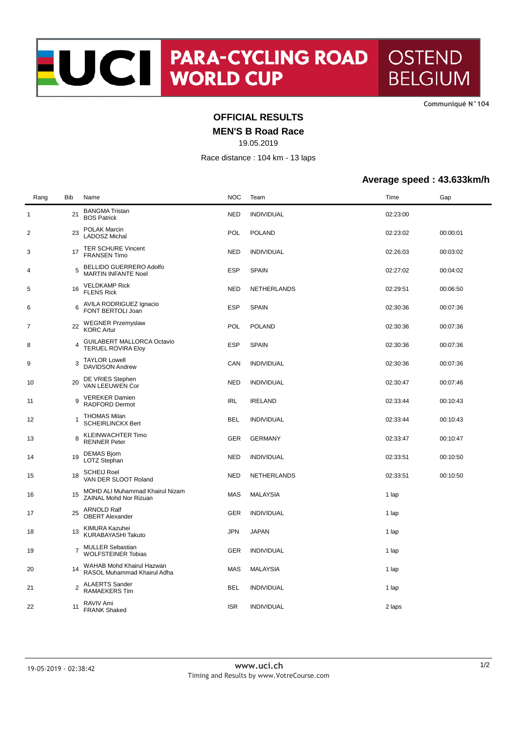# UCI PARA-CYCLING ROAD WORLD CUP OSTEND BELGIUM

Communiqué N°104

## OFFICIAL RESULTS

## MEN'S B Road Race

19.05.2019

Race distance : 104 km - 13 laps

**Average speed : 43.633km/h**

| Rang | Bib | Name | NOC | Team | Time | Gap |
|---|---|---|---|---|---|---|
| 1 | 21 | BANGMA Tristan<br>BOS Patrick | NED | INDIVIDUAL | 02:23:00 | |
| 2 | 23 | POLAK Marcin<br>LADOSZ Michal | POL | POLAND | 02:23:02 | 00:00:01 |
| 3 | 17 | TER SCHURE Vincent<br>FRANSEN Timo | NED | INDIVIDUAL | 02:26:03 | 00:03:02 |
| 4 | 5 | BELLIDO GUERRERO Adolfo<br>MARTIN INFANTE Noel | ESP | SPAIN | 02:27:02 | 00:04:02 |
| 5 | 16 | VELDKAMP Rick<br>FLENS Rick | NED | NETHERLANDS | 02:29:51 | 00:06:50 |
| 6 | 6 | AVILA RODRIGUEZ Ignacio<br>FONT BERTOLI Joan | ESP | SPAIN | 02:30:36 | 00:07:36 |
| 7 | 22 | WEGNER Przemyslaw<br>KORC Artur | POL | POLAND | 02:30:36 | 00:07:36 |
| 8 | 4 | GUILABERT MALLORCA Octavio<br>TERUEL ROVIRA Eloy | ESP | SPAIN | 02:30:36 | 00:07:36 |
| 9 | 3 | TAYLOR Lowell<br>DAVIDSON Andrew | CAN | INDIVIDUAL | 02:30:36 | 00:07:36 |
| 10 | 20 | DE VRIES Stephen<br>VAN LEEUWEN Cor | NED | INDIVIDUAL | 02:30:47 | 00:07:46 |
| 11 | 9 | VEREKER Damien<br>RADFORD Dermot | IRL | IRELAND | 02:33:44 | 00:10:43 |
| 12 | 1 | THOMAS Milan<br>SCHEIRLINCKX Bert | BEL | INDIVIDUAL | 02:33:44 | 00:10:43 |
| 13 | 8 | KLEINWACHTER Timo<br>RENNER Peter | GER | GERMANY | 02:33:47 | 00:10:47 |
| 14 | 19 | DEMAS Bjorn<br>LOTZ Stephan | NED | INDIVIDUAL | 02:33:51 | 00:10:50 |
| 15 | 18 | SCHEIJ Roel<br>VAN DER SLOOT Roland | NED | NETHERLANDS | 02:33:51 | 00:10:50 |
| 16 | 15 | MOHD ALI Muhammad Khairul Nizam<br>ZAINAL Mohd Nor Rizuan | MAS | MALAYSIA | 1 lap | |
| 17 | 25 | ARNOLD Ralf<br>OBERT Alexander | GER | INDIVIDUAL | 1 lap | |
| 18 | 13 | KIMURA Kazuhei<br>KURABAYASHI Takuto | JPN | JAPAN | 1 lap | |
| 19 | 7 | MULLER Sebastian<br>WOLFSTEINER Tobias | GER | INDIVIDUAL | 1 lap | |
| 20 | 14 | WAHAB Mohd Khairul Hazwan<br>RASOL Muhammad Khairul Adha | MAS | MALAYSIA | 1 lap | |
| 21 | 2 | ALAERTS Sander<br>RAMAEKERS Tim | BEL | INDIVIDUAL | 1 lap | |
| 22 | 11 | RAVIV Ami<br>FRANK Shaked | ISR | INDIVIDUAL | 2 laps | |

19-05-2019 - 02:38:42

www.uci.ch

Timing and Results by www.VotreCourse.com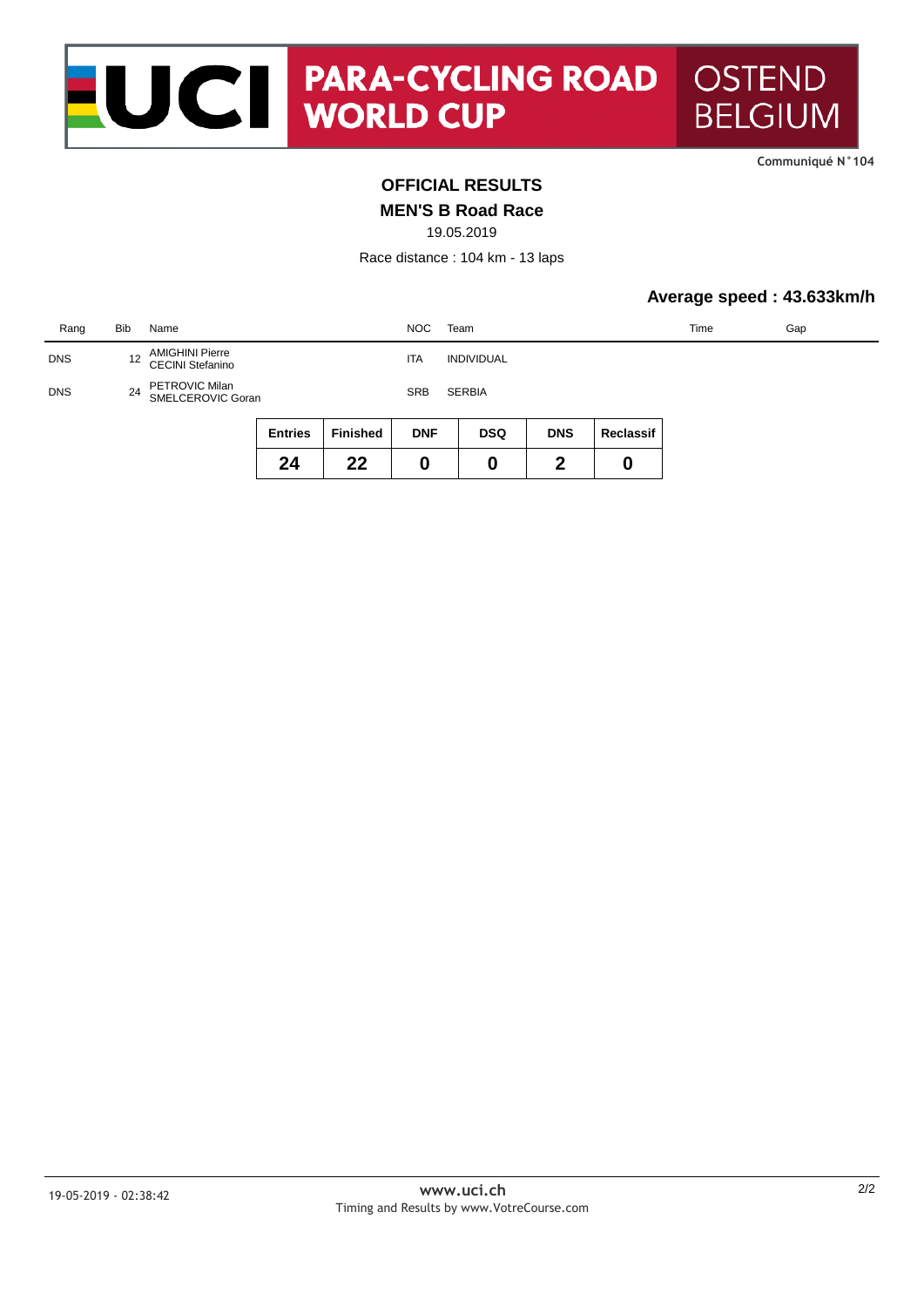# PARA-CYCLING ROAD WORLD CUP

## OSTEND BELGIUM

Communiqué N°104

## OFFICIAL RESULTS

### MEN'S B Road Race

19.05.2019

Race distance : 104 km - 13 laps

**Average speed : 43.633km/h**

| Rang | Bib | Name | NOC | Team | Time | Gap |
|---|---|---|---|---|---|---|
| DNS | 12 | AMIGHINI Pierre<br>CECINI Stefanino | ITA | INDIVIDUAL | | |
| DNS | 24 | PETROVIC Milan<br>SMELCEROVIC Goran | SRB | SERBIA | | |

| Entries | Finished | DNF | DSQ | DNS | Reclassif |
|---|---|---|---|---|---|
| 24 | 22 | 0 | 0 | 2 | 0 |

19-05-2019 - 02:38:42

www.uci.ch

Timing and Results by www.VotreCourse.com